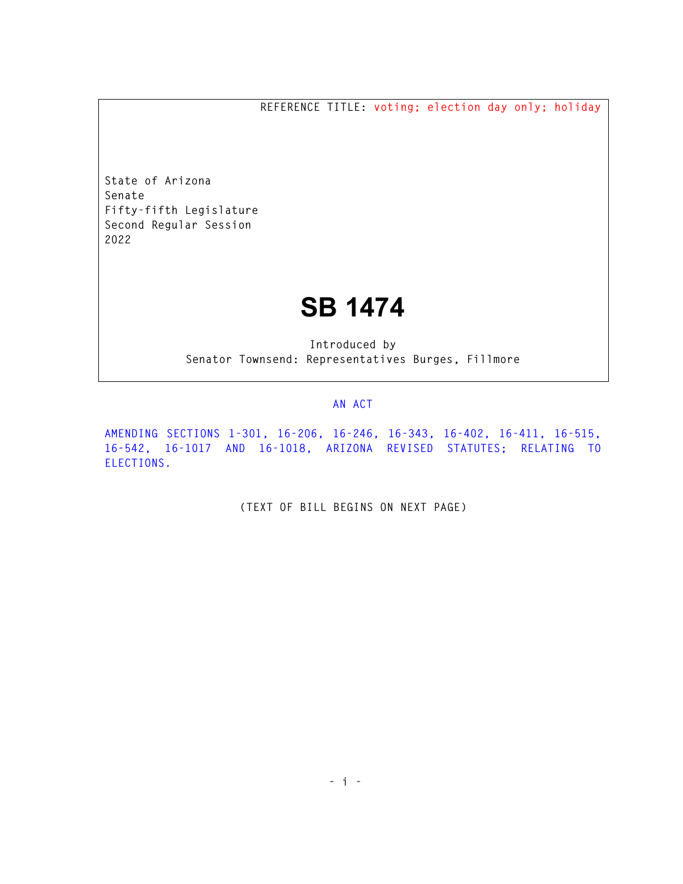REFERENCE TITLE: voting; election day only; holiday

State of Arizona
Senate
Fifty-fifth Legislature
Second Regular Session
2022

# SB 1474

Introduced by
Senator Townsend: Representatives Burges, Fillmore

AN ACT

AMENDING SECTIONS 1-301, 16-206, 16-246, 16-343, 16-402, 16-411, 16-515, 16-542, 16-1017 AND 16-1018, ARIZONA REVISED STATUTES; RELATING TO ELECTIONS.

(TEXT OF BILL BEGINS ON NEXT PAGE)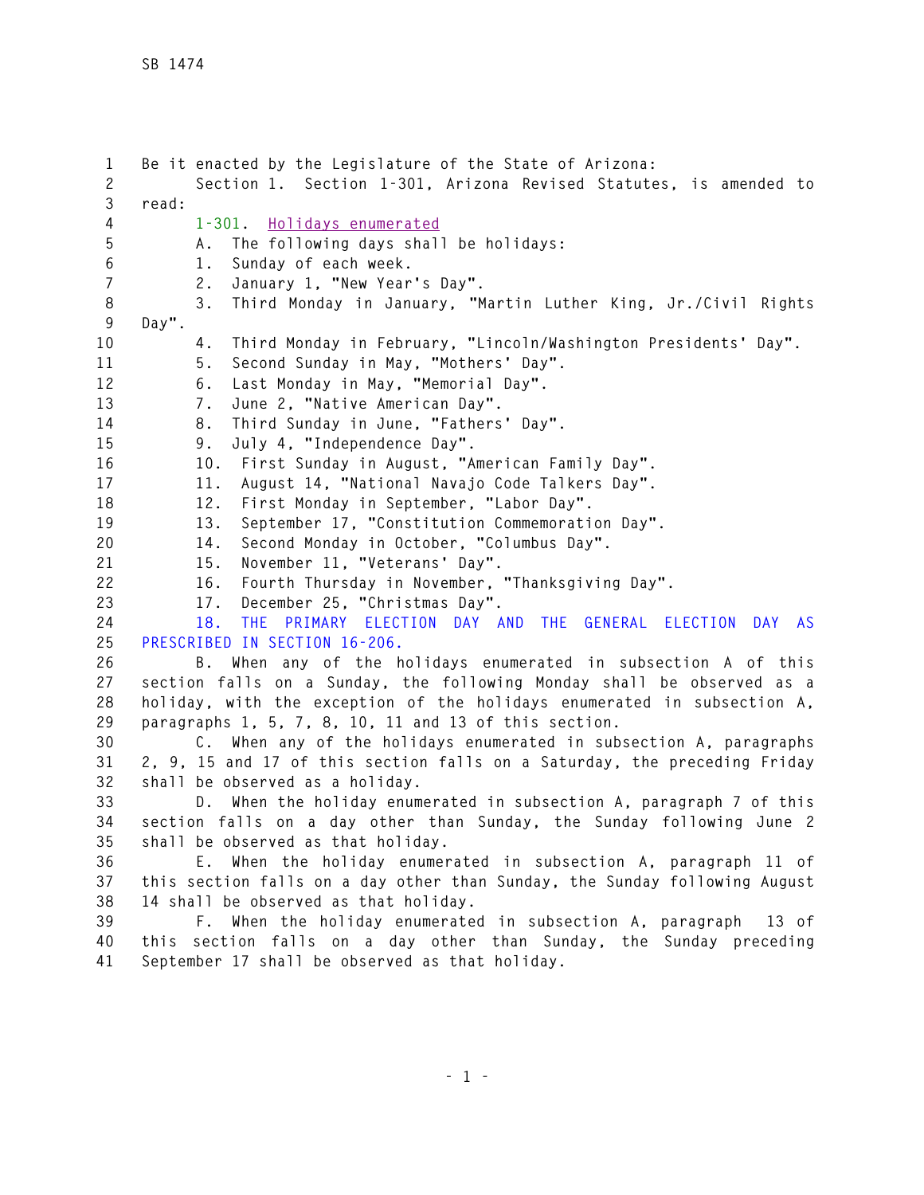Be it enacted by the Legislature of the State of Arizona:

Section 1. Section 1-301, Arizona Revised Statutes, is amended to read:

1-301. Holidays enumerated

A. The following days shall be holidays:

1. Sunday of each week.

2. January 1, "New Year's Day".

3. Third Monday in January, "Martin Luther King, Jr./Civil Rights Day".

4. Third Monday in February, "Lincoln/Washington Presidents' Day".

5. Second Sunday in May, "Mothers' Day".

6. Last Monday in May, "Memorial Day".

7. June 2, "Native American Day".

8. Third Sunday in June, "Fathers' Day".

9. July 4, "Independence Day".

10. First Sunday in August, "American Family Day".

11. August 14, "National Navajo Code Talkers Day".

12. First Monday in September, "Labor Day".

13. September 17, "Constitution Commemoration Day".

14. Second Monday in October, "Columbus Day".

15. November 11, "Veterans' Day".

16. Fourth Thursday in November, "Thanksgiving Day".

17. December 25, "Christmas Day".

18. THE PRIMARY ELECTION DAY AND THE GENERAL ELECTION DAY AS PRESCRIBED IN SECTION 16-206.

B. When any of the holidays enumerated in subsection A of this section falls on a Sunday, the following Monday shall be observed as a holiday, with the exception of the holidays enumerated in subsection A, paragraphs 1, 5, 7, 8, 10, 11 and 13 of this section.

C. When any of the holidays enumerated in subsection A, paragraphs 2, 9, 15 and 17 of this section falls on a Saturday, the preceding Friday shall be observed as a holiday.

D. When the holiday enumerated in subsection A, paragraph 7 of this section falls on a day other than Sunday, the Sunday following June 2 shall be observed as that holiday.

E. When the holiday enumerated in subsection A, paragraph 11 of this section falls on a day other than Sunday, the Sunday following August 14 shall be observed as that holiday.

F. When the holiday enumerated in subsection A, paragraph 13 of this section falls on a day other than Sunday, the Sunday preceding September 17 shall be observed as that holiday.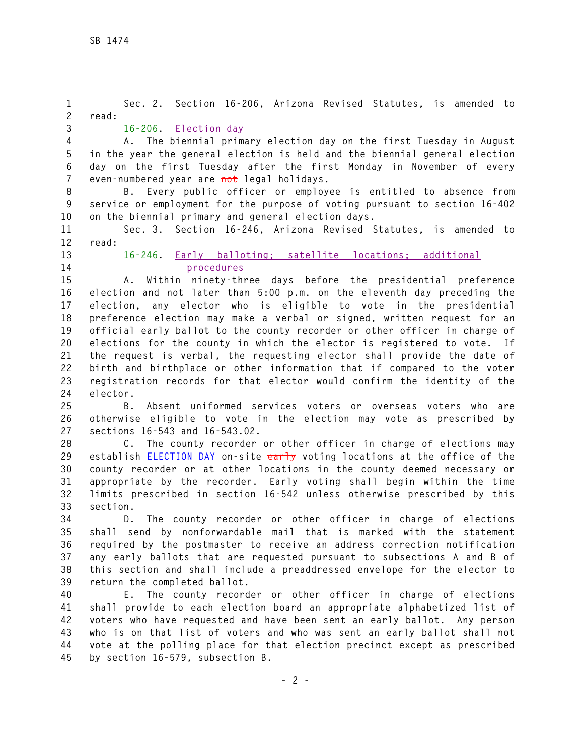Sec. 2. Section 16-206, Arizona Revised Statutes, is amended to read:

16-206. Election day

A. The biennial primary election day on the first Tuesday in August in the year the general election is held and the biennial general election day on the first Tuesday after the first Monday in November of every even-numbered year are ~~not~~ legal holidays.

B. Every public officer or employee is entitled to absence from service or employment for the purpose of voting pursuant to section 16-402 on the biennial primary and general election days.

Sec. 3. Section 16-246, Arizona Revised Statutes, is amended to read:

16-246. Early balloting; satellite locations; additional procedures

A. Within ninety-three days before the presidential preference election and not later than 5:00 p.m. on the eleventh day preceding the election, any elector who is eligible to vote in the presidential preference election may make a verbal or signed, written request for an official early ballot to the county recorder or other officer in charge of elections for the county in which the elector is registered to vote. If the request is verbal, the requesting elector shall provide the date of birth and birthplace or other information that if compared to the voter registration records for that elector would confirm the identity of the elector.

B. Absent uniformed services voters or overseas voters who are otherwise eligible to vote in the election may vote as prescribed by sections 16-543 and 16-543.02.

C. The county recorder or other officer in charge of elections may establish ELECTION DAY on-site ~~early~~ voting locations at the office of the county recorder or at other locations in the county deemed necessary or appropriate by the recorder. Early voting shall begin within the time limits prescribed in section 16-542 unless otherwise prescribed by this section.

D. The county recorder or other officer in charge of elections shall send by nonforwardable mail that is marked with the statement required by the postmaster to receive an address correction notification any early ballots that are requested pursuant to subsections A and B of this section and shall include a preaddressed envelope for the elector to return the completed ballot.

E. The county recorder or other officer in charge of elections shall provide to each election board an appropriate alphabetized list of voters who have requested and have been sent an early ballot. Any person who is on that list of voters and who was sent an early ballot shall not vote at the polling place for that election precinct except as prescribed by section 16-579, subsection B.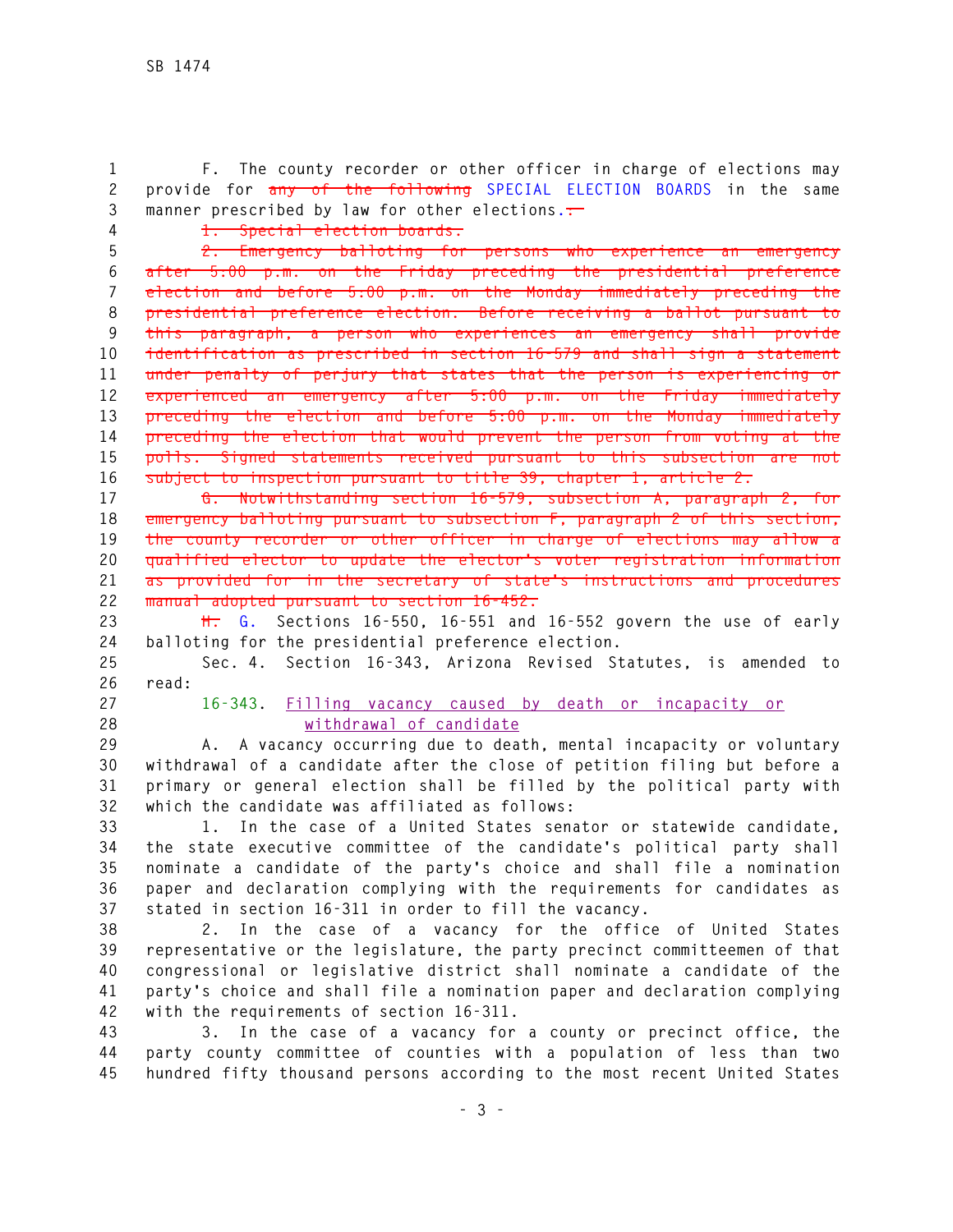F. The county recorder or other officer in charge of elections may provide for ~~any of the following~~ SPECIAL ELECTION BOARDS in the same manner prescribed by law for other elections.~~:~~

~~1. Special election boards.~~

~~2. Emergency balloting for persons who experience an emergency after 5:00 p.m. on the Friday preceding the presidential preference election and before 5:00 p.m. on the Monday immediately preceding the presidential preference election. Before receiving a ballot pursuant to this paragraph, a person who experiences an emergency shall provide identification as prescribed in section 16-579 and shall sign a statement under penalty of perjury that states that the person is experiencing or experienced an emergency after 5:00 p.m. on the Friday immediately preceding the election and before 5:00 p.m. on the Monday immediately preceding the election that would prevent the person from voting at the polls. Signed statements received pursuant to this subsection are not subject to inspection pursuant to title 39, chapter 1, article 2.~~

~~G. Notwithstanding section 16-579, subsection A, paragraph 2, for emergency balloting pursuant to subsection F, paragraph 2 of this section, the county recorder or other officer in charge of elections may allow a qualified elector to update the elector's voter registration information as provided for in the secretary of state's instructions and procedures manual adopted pursuant to section 16-452.~~

~~H.~~ G. Sections 16-550, 16-551 and 16-552 govern the use of early balloting for the presidential preference election.

Sec. 4. Section 16-343, Arizona Revised Statutes, is amended to read:

16-343. Filling vacancy caused by death or incapacity or withdrawal of candidate

A. A vacancy occurring due to death, mental incapacity or voluntary withdrawal of a candidate after the close of petition filing but before a primary or general election shall be filled by the political party with which the candidate was affiliated as follows:

1. In the case of a United States senator or statewide candidate, the state executive committee of the candidate's political party shall nominate a candidate of the party's choice and shall file a nomination paper and declaration complying with the requirements for candidates as stated in section 16-311 in order to fill the vacancy.

2. In the case of a vacancy for the office of United States representative or the legislature, the party precinct committeemen of that congressional or legislative district shall nominate a candidate of the party's choice and shall file a nomination paper and declaration complying with the requirements of section 16-311.

3. In the case of a vacancy for a county or precinct office, the party county committee of counties with a population of less than two hundred fifty thousand persons according to the most recent United States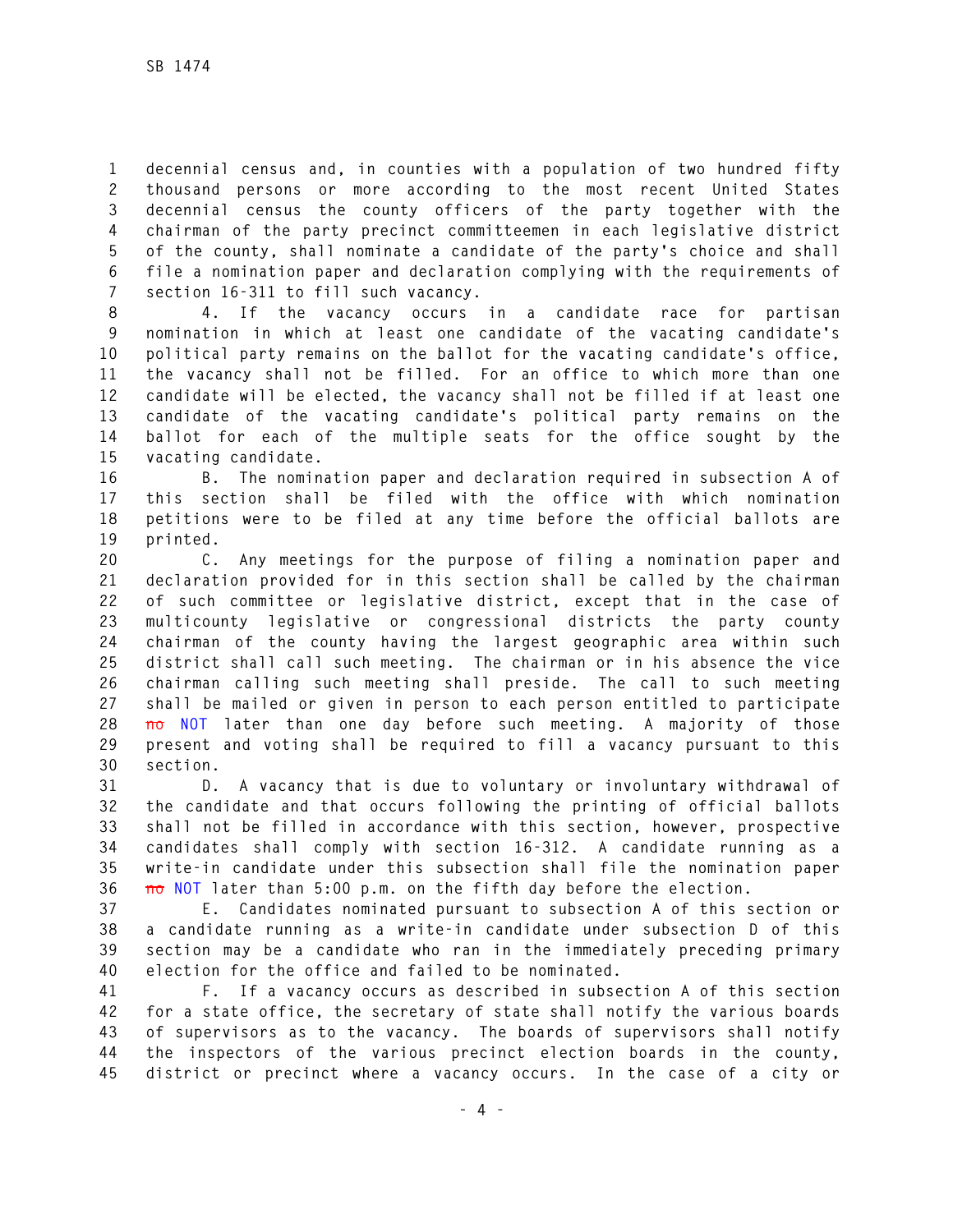decennial census and, in counties with a population of two hundred fifty thousand persons or more according to the most recent United States decennial census the county officers of the party together with the chairman of the party precinct committeemen in each legislative district of the county, shall nominate a candidate of the party's choice and shall file a nomination paper and declaration complying with the requirements of section 16-311 to fill such vacancy.

4. If the vacancy occurs in a candidate race for partisan nomination in which at least one candidate of the vacating candidate's political party remains on the ballot for the vacating candidate's office, the vacancy shall not be filled. For an office to which more than one candidate will be elected, the vacancy shall not be filled if at least one candidate of the vacating candidate's political party remains on the ballot for each of the multiple seats for the office sought by the vacating candidate.

B. The nomination paper and declaration required in subsection A of this section shall be filed with the office with which nomination petitions were to be filed at any time before the official ballots are printed.

C. Any meetings for the purpose of filing a nomination paper and declaration provided for in this section shall be called by the chairman of such committee or legislative district, except that in the case of multicounty legislative or congressional districts the party county chairman of the county having the largest geographic area within such district shall call such meeting. The chairman or in his absence the vice chairman calling such meeting shall preside. The call to such meeting shall be mailed or given in person to each person entitled to participate ~~no~~ NOT later than one day before such meeting. A majority of those present and voting shall be required to fill a vacancy pursuant to this section.

D. A vacancy that is due to voluntary or involuntary withdrawal of the candidate and that occurs following the printing of official ballots shall not be filled in accordance with this section, however, prospective candidates shall comply with section 16-312. A candidate running as a write-in candidate under this subsection shall file the nomination paper ~~no~~ NOT later than 5:00 p.m. on the fifth day before the election.

E. Candidates nominated pursuant to subsection A of this section or a candidate running as a write-in candidate under subsection D of this section may be a candidate who ran in the immediately preceding primary election for the office and failed to be nominated.

F. If a vacancy occurs as described in subsection A of this section for a state office, the secretary of state shall notify the various boards of supervisors as to the vacancy. The boards of supervisors shall notify the inspectors of the various precinct election boards in the county, district or precinct where a vacancy occurs. In the case of a city or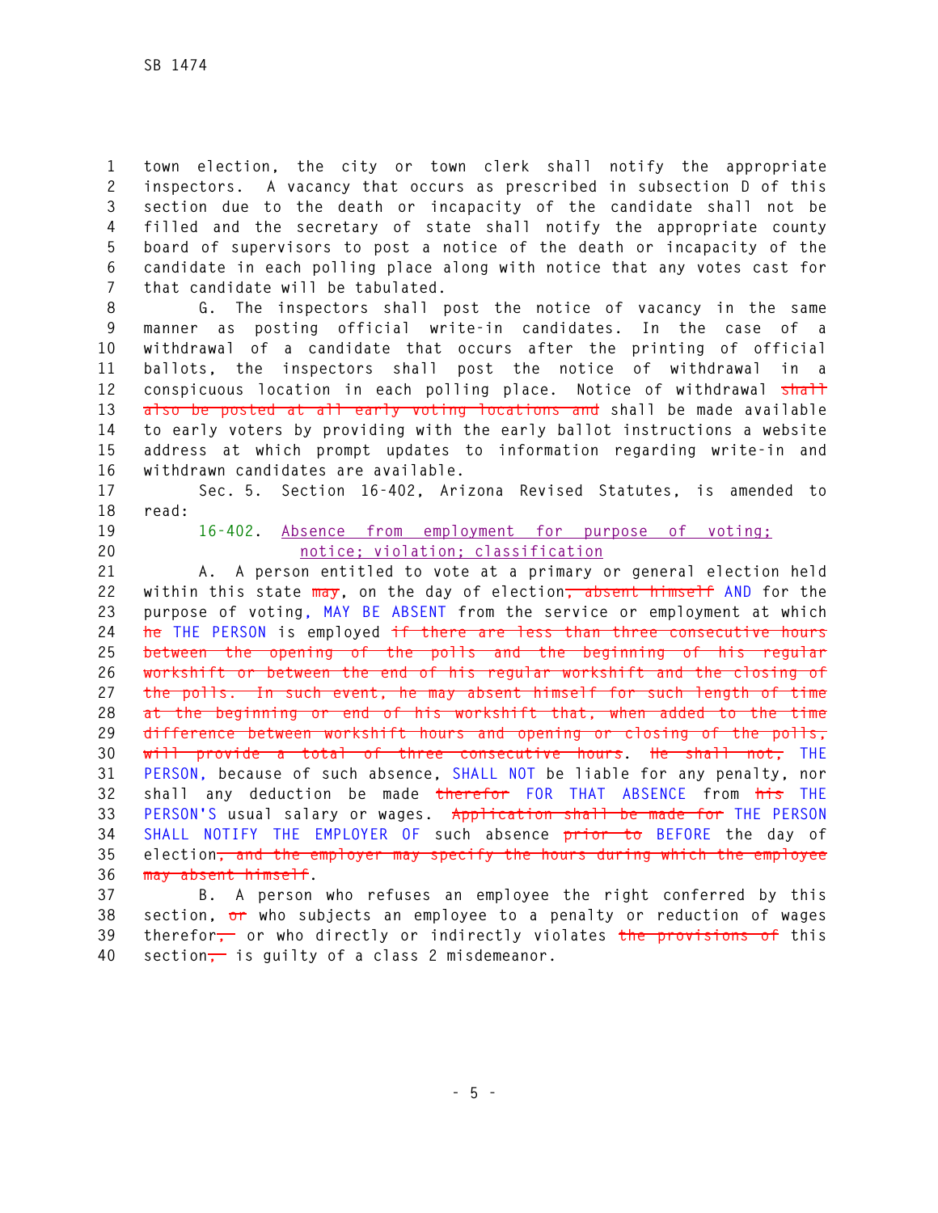town election, the city or town clerk shall notify the appropriate inspectors. A vacancy that occurs as prescribed in subsection D of this section due to the death or incapacity of the candidate shall not be filled and the secretary of state shall notify the appropriate county board of supervisors to post a notice of the death or incapacity of the candidate in each polling place along with notice that any votes cast for that candidate will be tabulated.

G. The inspectors shall post the notice of vacancy in the same manner as posting official write-in candidates. In the case of a withdrawal of a candidate that occurs after the printing of official ballots, the inspectors shall post the notice of withdrawal in a conspicuous location in each polling place. Notice of withdrawal ~~shall also be posted at all early voting locations and~~ shall be made available to early voters by providing with the early ballot instructions a website address at which prompt updates to information regarding write-in and withdrawn candidates are available.

Sec. 5. Section 16-402, Arizona Revised Statutes, is amended to read:

16-402. Absence from employment for purpose of voting; notice; violation; classification

A. A person entitled to vote at a primary or general election held within this state ~~may~~, on the day of election~~, absent himself~~ AND for the purpose of voting, MAY BE ABSENT from the service or employment at which ~~he~~ THE PERSON is employed ~~if there are less than three consecutive hours between the opening of the polls and the beginning of his regular workshift or between the end of his regular workshift and the closing of the polls. In such event, he may absent himself for such length of time at the beginning or end of his workshift that, when added to the time difference between workshift hours and opening or closing of the polls, will provide a total of three consecutive hours~~. ~~He shall not,~~ THE PERSON, because of such absence, SHALL NOT be liable for any penalty, nor shall any deduction be made ~~therefor~~ FOR THAT ABSENCE from ~~his~~ THE PERSON'S usual salary or wages. ~~Application shall be made for~~ THE PERSON SHALL NOTIFY THE EMPLOYER OF such absence ~~prior to~~ BEFORE the day of election~~, and the employer may specify the hours during which the employee may absent himself~~.

B. A person who refuses an employee the right conferred by this section, ~~or~~ who subjects an employee to a penalty or reduction of wages therefor~~,~~ or who directly or indirectly violates ~~the provisions of~~ this section~~,~~ is guilty of a class 2 misdemeanor.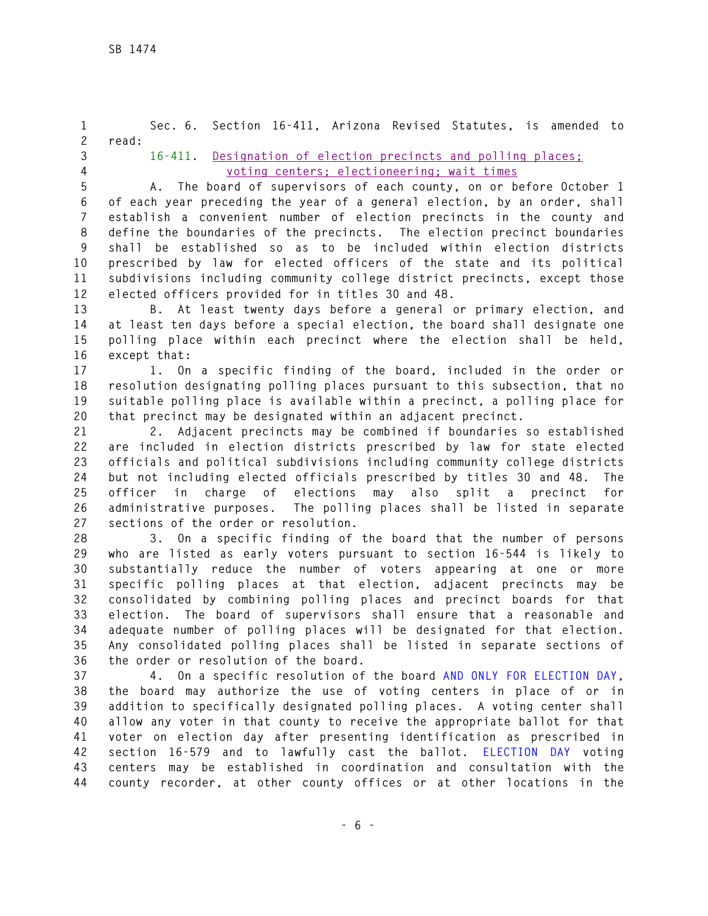Sec. 6. Section 16-411, Arizona Revised Statutes, is amended to read:

16-411. Designation of election precincts and polling places; voting centers; electioneering; wait times

A. The board of supervisors of each county, on or before October 1 of each year preceding the year of a general election, by an order, shall establish a convenient number of election precincts in the county and define the boundaries of the precincts. The election precinct boundaries shall be established so as to be included within election districts prescribed by law for elected officers of the state and its political subdivisions including community college district precincts, except those elected officers provided for in titles 30 and 48.

B. At least twenty days before a general or primary election, and at least ten days before a special election, the board shall designate one polling place within each precinct where the election shall be held, except that:

1. On a specific finding of the board, included in the order or resolution designating polling places pursuant to this subsection, that no suitable polling place is available within a precinct, a polling place for that precinct may be designated within an adjacent precinct.

2. Adjacent precincts may be combined if boundaries so established are included in election districts prescribed by law for state elected officials and political subdivisions including community college districts but not including elected officials prescribed by titles 30 and 48. The officer in charge of elections may also split a precinct for administrative purposes. The polling places shall be listed in separate sections of the order or resolution.

3. On a specific finding of the board that the number of persons who are listed as early voters pursuant to section 16-544 is likely to substantially reduce the number of voters appearing at one or more specific polling places at that election, adjacent precincts may be consolidated by combining polling places and precinct boards for that election. The board of supervisors shall ensure that a reasonable and adequate number of polling places will be designated for that election. Any consolidated polling places shall be listed in separate sections of the order or resolution of the board.

4. On a specific resolution of the board AND ONLY FOR ELECTION DAY, the board may authorize the use of voting centers in place of or in addition to specifically designated polling places. A voting center shall allow any voter in that county to receive the appropriate ballot for that voter on election day after presenting identification as prescribed in section 16-579 and to lawfully cast the ballot. ELECTION DAY voting centers may be established in coordination and consultation with the county recorder, at other county offices or at other locations in the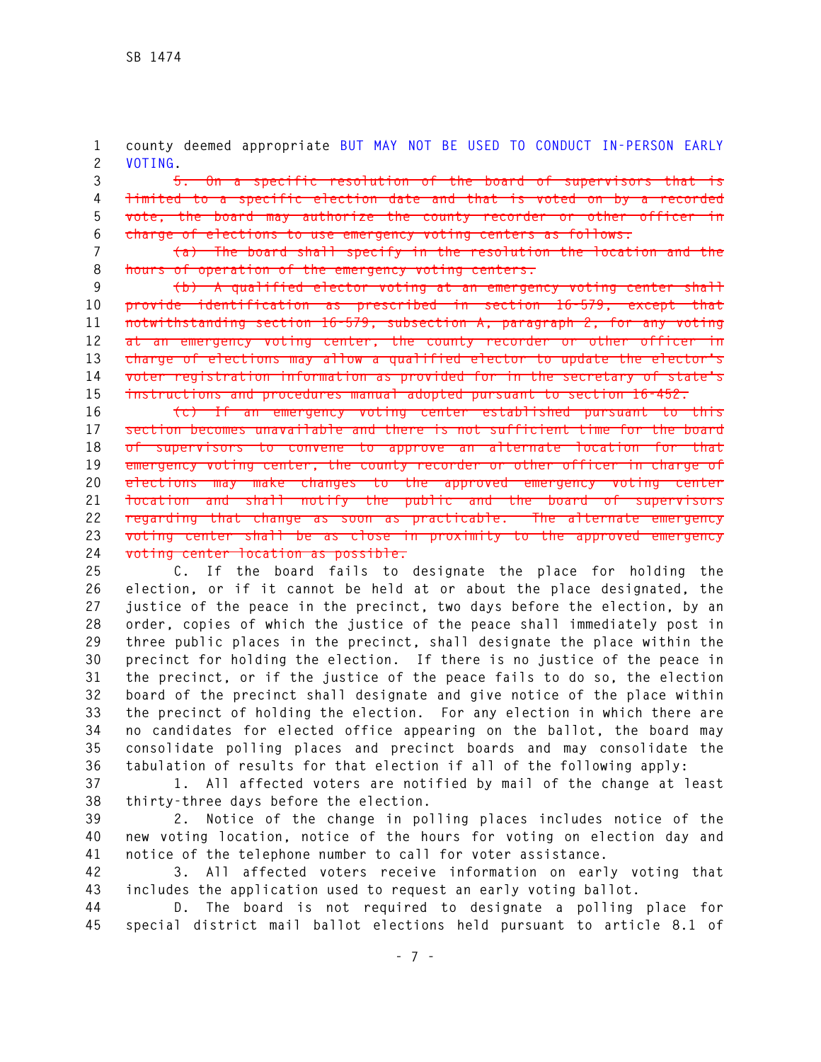county deemed appropriate BUT MAY NOT BE USED TO CONDUCT IN-PERSON EARLY VOTING.

~~5. On a specific resolution of the board of supervisors that is limited to a specific election date and that is voted on by a recorded vote, the board may authorize the county recorder or other officer in charge of elections to use emergency voting centers as follows:~~

~~(a) The board shall specify in the resolution the location and the hours of operation of the emergency voting centers.~~

~~(b) A qualified elector voting at an emergency voting center shall provide identification as prescribed in section 16-579, except that notwithstanding section 16-579, subsection A, paragraph 2, for any voting at an emergency voting center, the county recorder or other officer in charge of elections may allow a qualified elector to update the elector's voter registration information as provided for in the secretary of state's instructions and procedures manual adopted pursuant to section 16-452.~~

~~(c) If an emergency voting center established pursuant to this section becomes unavailable and there is not sufficient time for the board of supervisors to convene to approve an alternate location for that emergency voting center, the county recorder or other officer in charge of elections may make changes to the approved emergency voting center location and shall notify the public and the board of supervisors regarding that change as soon as practicable. The alternate emergency voting center shall be as close in proximity to the approved emergency voting center location as possible.~~

C. If the board fails to designate the place for holding the election, or if it cannot be held at or about the place designated, the justice of the peace in the precinct, two days before the election, by an order, copies of which the justice of the peace shall immediately post in three public places in the precinct, shall designate the place within the precinct for holding the election. If there is no justice of the peace in the precinct, or if the justice of the peace fails to do so, the election board of the precinct shall designate and give notice of the place within the precinct of holding the election. For any election in which there are no candidates for elected office appearing on the ballot, the board may consolidate polling places and precinct boards and may consolidate the tabulation of results for that election if all of the following apply:

1. All affected voters are notified by mail of the change at least thirty-three days before the election.

2. Notice of the change in polling places includes notice of the new voting location, notice of the hours for voting on election day and notice of the telephone number to call for voter assistance.

3. All affected voters receive information on early voting that includes the application used to request an early voting ballot.

D. The board is not required to designate a polling place for special district mail ballot elections held pursuant to article 8.1 of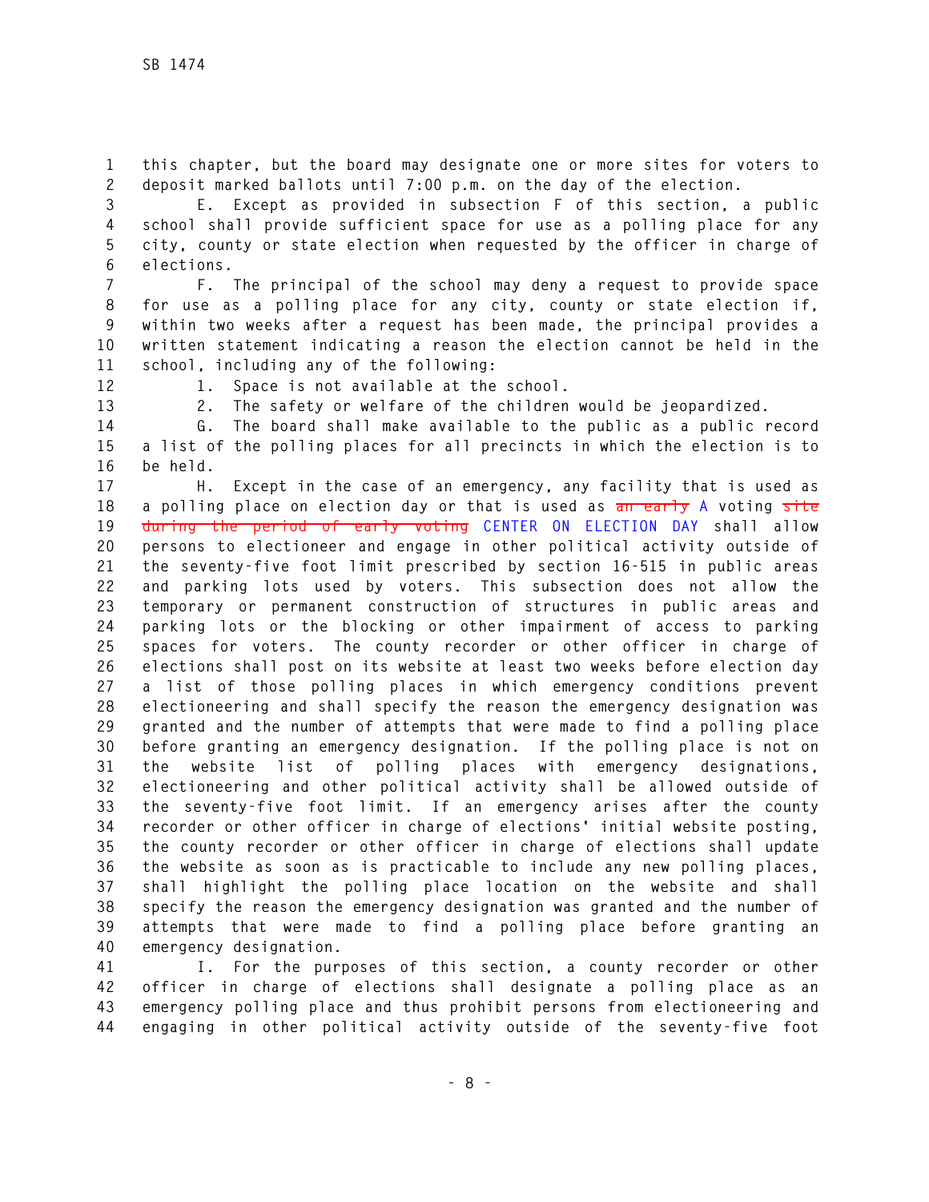this chapter, but the board may designate one or more sites for voters to deposit marked ballots until 7:00 p.m. on the day of the election.

E. Except as provided in subsection F of this section, a public school shall provide sufficient space for use as a polling place for any city, county or state election when requested by the officer in charge of elections.

F. The principal of the school may deny a request to provide space for use as a polling place for any city, county or state election if, within two weeks after a request has been made, the principal provides a written statement indicating a reason the election cannot be held in the school, including any of the following:

1. Space is not available at the school.

2. The safety or welfare of the children would be jeopardized.

G. The board shall make available to the public as a public record a list of the polling places for all precincts in which the election is to be held.

H. Except in the case of an emergency, any facility that is used as a polling place on election day or that is used as ~~an early~~ A voting ~~site during the period of early voting~~ CENTER ON ELECTION DAY shall allow persons to electioneer and engage in other political activity outside of the seventy-five foot limit prescribed by section 16-515 in public areas and parking lots used by voters. This subsection does not allow the temporary or permanent construction of structures in public areas and parking lots or the blocking or other impairment of access to parking spaces for voters. The county recorder or other officer in charge of elections shall post on its website at least two weeks before election day a list of those polling places in which emergency conditions prevent electioneering and shall specify the reason the emergency designation was granted and the number of attempts that were made to find a polling place before granting an emergency designation. If the polling place is not on the website list of polling places with emergency designations, electioneering and other political activity shall be allowed outside of the seventy-five foot limit. If an emergency arises after the county recorder or other officer in charge of elections' initial website posting, the county recorder or other officer in charge of elections shall update the website as soon as is practicable to include any new polling places, shall highlight the polling place location on the website and shall specify the reason the emergency designation was granted and the number of attempts that were made to find a polling place before granting an emergency designation.

I. For the purposes of this section, a county recorder or other officer in charge of elections shall designate a polling place as an emergency polling place and thus prohibit persons from electioneering and engaging in other political activity outside of the seventy-five foot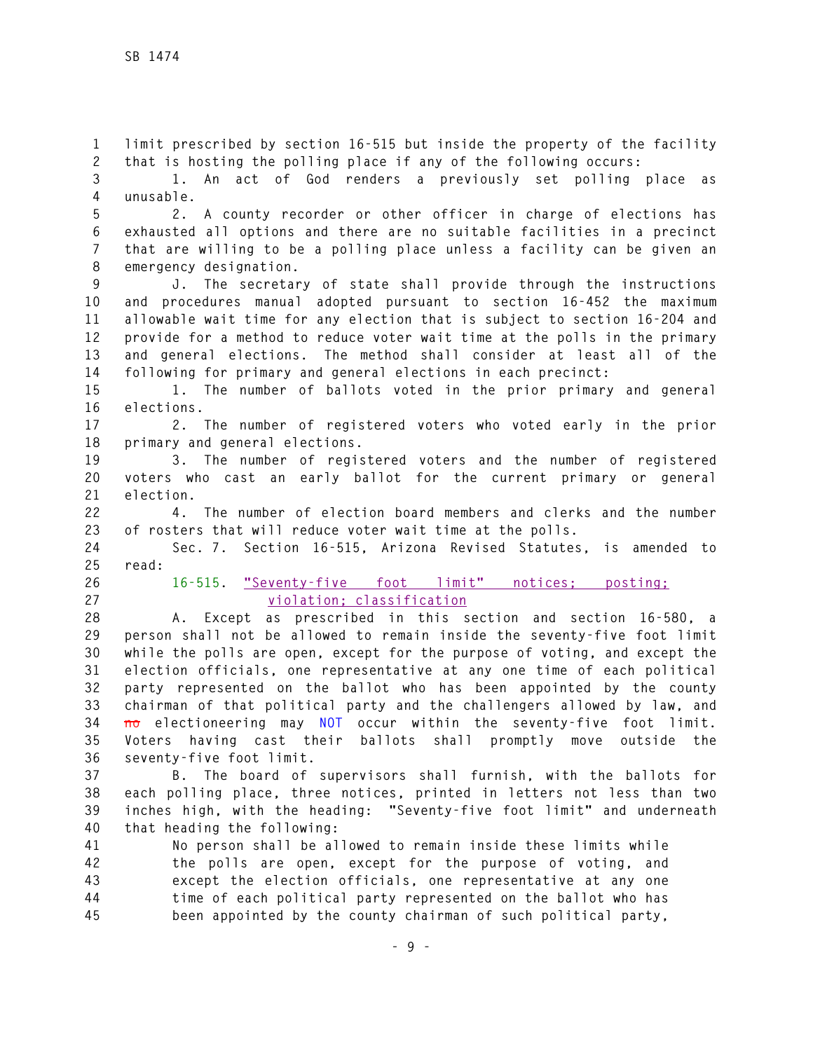limit prescribed by section 16-515 but inside the property of the facility that is hosting the polling place if any of the following occurs:

1. An act of God renders a previously set polling place as unusable.

2. A county recorder or other officer in charge of elections has exhausted all options and there are no suitable facilities in a precinct that are willing to be a polling place unless a facility can be given an emergency designation.

J. The secretary of state shall provide through the instructions and procedures manual adopted pursuant to section 16-452 the maximum allowable wait time for any election that is subject to section 16-204 and provide for a method to reduce voter wait time at the polls in the primary and general elections. The method shall consider at least all of the following for primary and general elections in each precinct:

1. The number of ballots voted in the prior primary and general elections.

2. The number of registered voters who voted early in the prior primary and general elections.

3. The number of registered voters and the number of registered voters who cast an early ballot for the current primary or general election.

4. The number of election board members and clerks and the number of rosters that will reduce voter wait time at the polls.

Sec. 7. Section 16-515, Arizona Revised Statutes, is amended to read:

16-515. "Seventy-five foot limit" notices; posting; violation; classification

A. Except as prescribed in this section and section 16-580, a person shall not be allowed to remain inside the seventy-five foot limit while the polls are open, except for the purpose of voting, and except the election officials, one representative at any one time of each political party represented on the ballot who has been appointed by the county chairman of that political party and the challengers allowed by law, and ~~no~~ electioneering may NOT occur within the seventy-five foot limit. Voters having cast their ballots shall promptly move outside the seventy-five foot limit.

B. The board of supervisors shall furnish, with the ballots for each polling place, three notices, printed in letters not less than two inches high, with the heading: "Seventy-five foot limit" and underneath that heading the following:

> No person shall be allowed to remain inside these limits while the polls are open, except for the purpose of voting, and except the election officials, one representative at any one time of each political party represented on the ballot who has been appointed by the county chairman of such political party,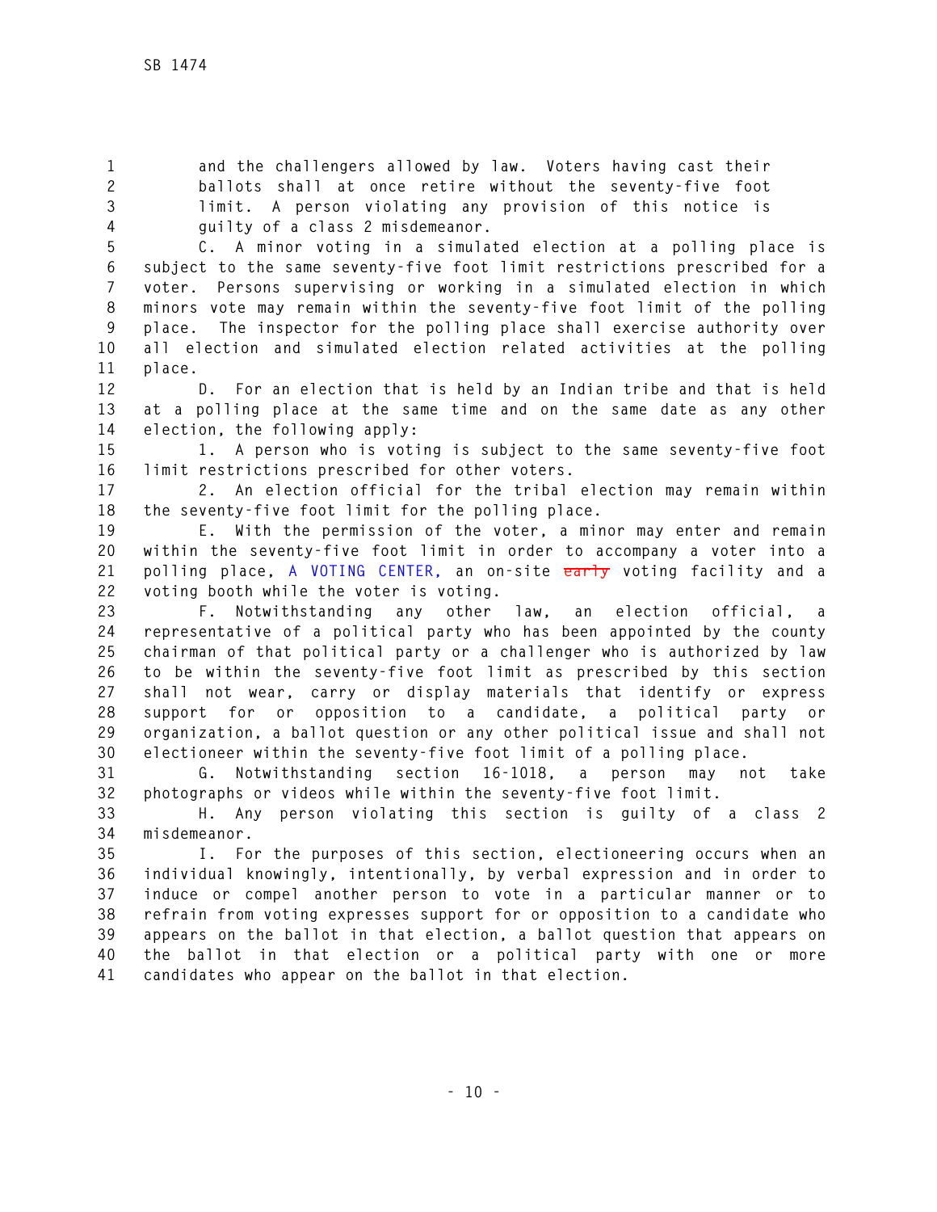and the challengers allowed by law. Voters having cast their ballots shall at once retire without the seventy-five foot limit. A person violating any provision of this notice is guilty of a class 2 misdemeanor.

C. A minor voting in a simulated election at a polling place is subject to the same seventy-five foot limit restrictions prescribed for a voter. Persons supervising or working in a simulated election in which minors vote may remain within the seventy-five foot limit of the polling place. The inspector for the polling place shall exercise authority over all election and simulated election related activities at the polling place.

D. For an election that is held by an Indian tribe and that is held at a polling place at the same time and on the same date as any other election, the following apply:

1. A person who is voting is subject to the same seventy-five foot limit restrictions prescribed for other voters.

2. An election official for the tribal election may remain within the seventy-five foot limit for the polling place.

E. With the permission of the voter, a minor may enter and remain within the seventy-five foot limit in order to accompany a voter into a polling place, A VOTING CENTER, an on-site ~~early~~ voting facility and a voting booth while the voter is voting.

F. Notwithstanding any other law, an election official, a representative of a political party who has been appointed by the county chairman of that political party or a challenger who is authorized by law to be within the seventy-five foot limit as prescribed by this section shall not wear, carry or display materials that identify or express support for or opposition to a candidate, a political party or organization, a ballot question or any other political issue and shall not electioneer within the seventy-five foot limit of a polling place.

G. Notwithstanding section 16-1018, a person may not take photographs or videos while within the seventy-five foot limit.

H. Any person violating this section is guilty of a class 2 misdemeanor.

I. For the purposes of this section, electioneering occurs when an individual knowingly, intentionally, by verbal expression and in order to induce or compel another person to vote in a particular manner or to refrain from voting expresses support for or opposition to a candidate who appears on the ballot in that election, a ballot question that appears on the ballot in that election or a political party with one or more candidates who appear on the ballot in that election.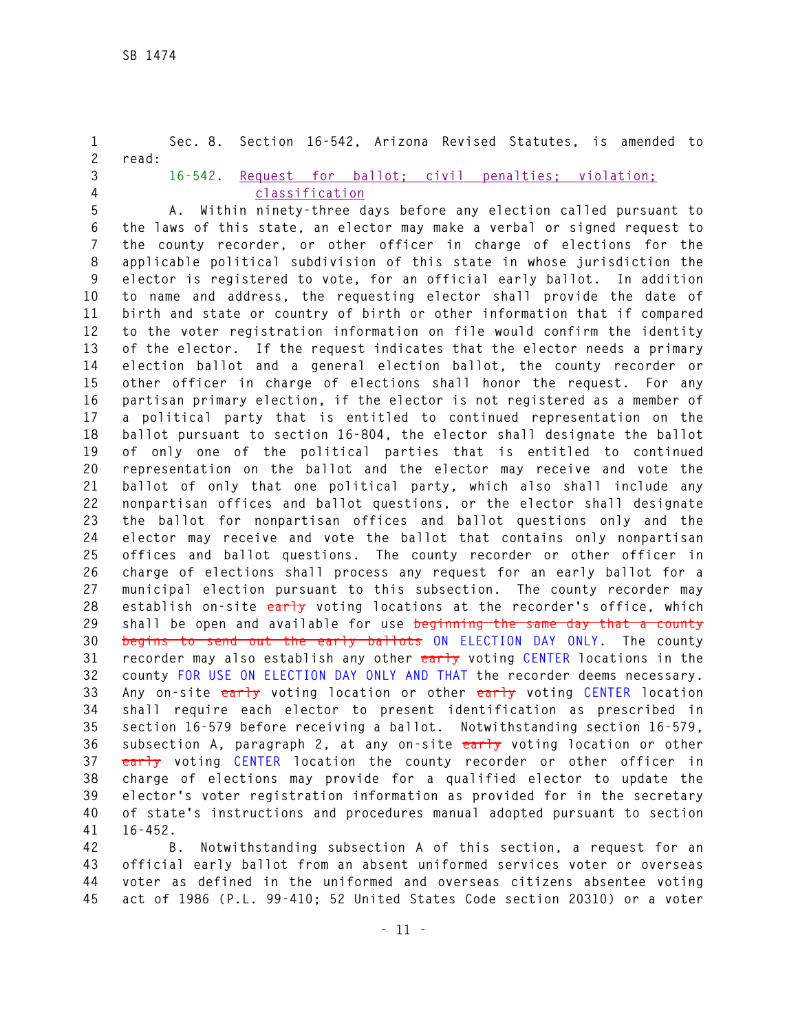Sec. 8. Section 16-542, Arizona Revised Statutes, is amended to read:

16-542. Request for ballot; civil penalties; violation; classification

A. Within ninety-three days before any election called pursuant to the laws of this state, an elector may make a verbal or signed request to the county recorder, or other officer in charge of elections for the applicable political subdivision of this state in whose jurisdiction the elector is registered to vote, for an official early ballot. In addition to name and address, the requesting elector shall provide the date of birth and state or country of birth or other information that if compared to the voter registration information on file would confirm the identity of the elector. If the request indicates that the elector needs a primary election ballot and a general election ballot, the county recorder or other officer in charge of elections shall honor the request. For any partisan primary election, if the elector is not registered as a member of a political party that is entitled to continued representation on the ballot pursuant to section 16-804, the elector shall designate the ballot of only one of the political parties that is entitled to continued representation on the ballot and the elector may receive and vote the ballot of only that one political party, which also shall include any nonpartisan offices and ballot questions, or the elector shall designate the ballot for nonpartisan offices and ballot questions only and the elector may receive and vote the ballot that contains only nonpartisan offices and ballot questions. The county recorder or other officer in charge of elections shall process any request for an early ballot for a municipal election pursuant to this subsection. The county recorder may establish on-site ~~early~~ voting locations at the recorder's office, which shall be open and available for use ~~beginning the same day that a county begins to send out the early ballots~~ ON ELECTION DAY ONLY. The county recorder may also establish any other ~~early~~ voting CENTER locations in the county FOR USE ON ELECTION DAY ONLY AND THAT the recorder deems necessary. Any on-site ~~early~~ voting location or other ~~early~~ voting CENTER location shall require each elector to present identification as prescribed in section 16-579 before receiving a ballot. Notwithstanding section 16-579, subsection A, paragraph 2, at any on-site ~~early~~ voting location or other ~~early~~ voting CENTER location the county recorder or other officer in charge of elections may provide for a qualified elector to update the elector's voter registration information as provided for in the secretary of state's instructions and procedures manual adopted pursuant to section 16-452.

B. Notwithstanding subsection A of this section, a request for an official early ballot from an absent uniformed services voter or overseas voter as defined in the uniformed and overseas citizens absentee voting act of 1986 (P.L. 99-410; 52 United States Code section 20310) or a voter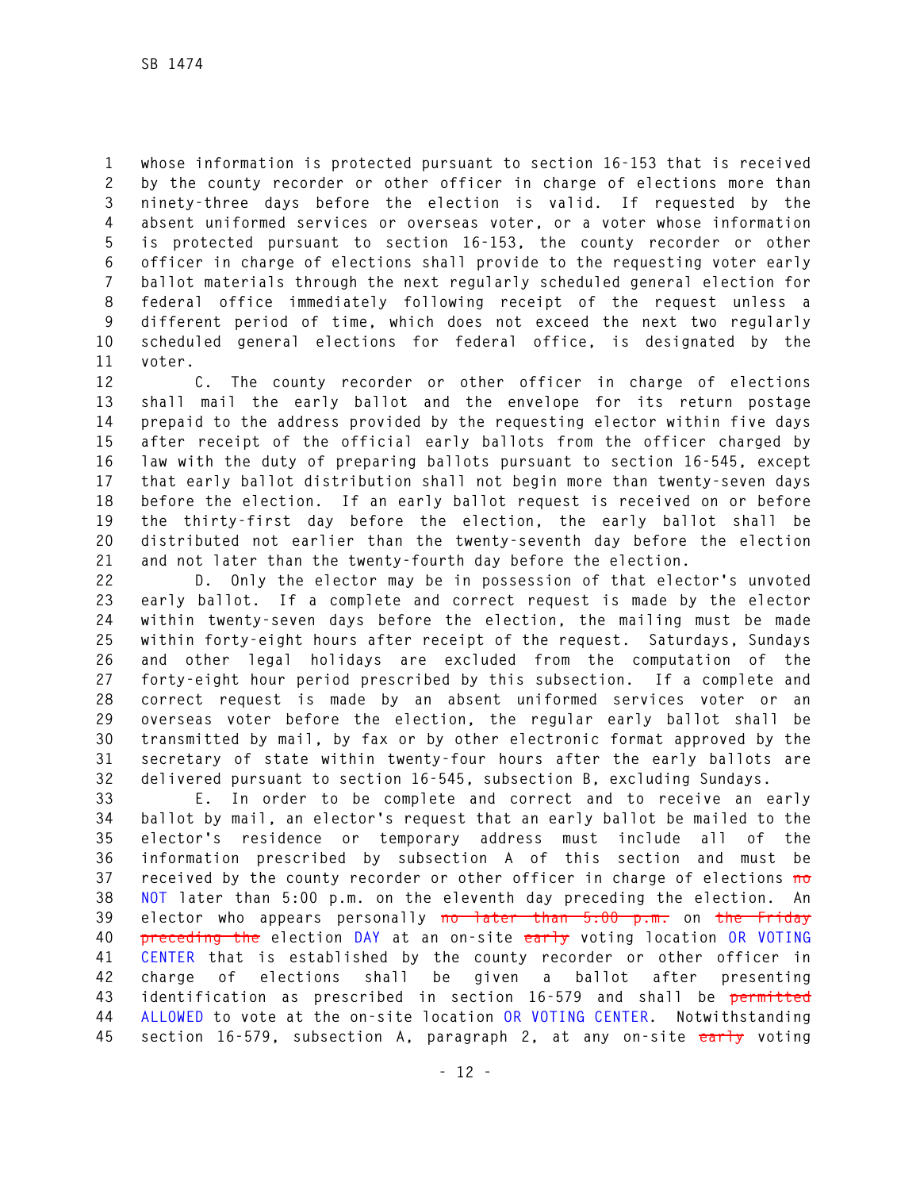whose information is protected pursuant to section 16-153 that is received by the county recorder or other officer in charge of elections more than ninety-three days before the election is valid. If requested by the absent uniformed services or overseas voter, or a voter whose information is protected pursuant to section 16-153, the county recorder or other officer in charge of elections shall provide to the requesting voter early ballot materials through the next regularly scheduled general election for federal office immediately following receipt of the request unless a different period of time, which does not exceed the next two regularly scheduled general elections for federal office, is designated by the voter.

C. The county recorder or other officer in charge of elections shall mail the early ballot and the envelope for its return postage prepaid to the address provided by the requesting elector within five days after receipt of the official early ballots from the officer charged by law with the duty of preparing ballots pursuant to section 16-545, except that early ballot distribution shall not begin more than twenty-seven days before the election. If an early ballot request is received on or before the thirty-first day before the election, the early ballot shall be distributed not earlier than the twenty-seventh day before the election and not later than the twenty-fourth day before the election.

D. Only the elector may be in possession of that elector's unvoted early ballot. If a complete and correct request is made by the elector within twenty-seven days before the election, the mailing must be made within forty-eight hours after receipt of the request. Saturdays, Sundays and other legal holidays are excluded from the computation of the forty-eight hour period prescribed by this subsection. If a complete and correct request is made by an absent uniformed services voter or an overseas voter before the election, the regular early ballot shall be transmitted by mail, by fax or by other electronic format approved by the secretary of state within twenty-four hours after the early ballots are delivered pursuant to section 16-545, subsection B, excluding Sundays.

E. In order to be complete and correct and to receive an early ballot by mail, an elector's request that an early ballot be mailed to the elector's residence or temporary address must include all of the information prescribed by subsection A of this section and must be received by the county recorder or other officer in charge of elections ~~no~~ NOT later than 5:00 p.m. on the eleventh day preceding the election. An elector who appears personally ~~no later than 5:00 p.m.~~ on ~~the Friday preceding the~~ election DAY at an on-site ~~early~~ voting location OR VOTING CENTER that is established by the county recorder or other officer in charge of elections shall be given a ballot after presenting identification as prescribed in section 16-579 and shall be ~~permitted~~ ALLOWED to vote at the on-site location OR VOTING CENTER. Notwithstanding section 16-579, subsection A, paragraph 2, at any on-site ~~early~~ voting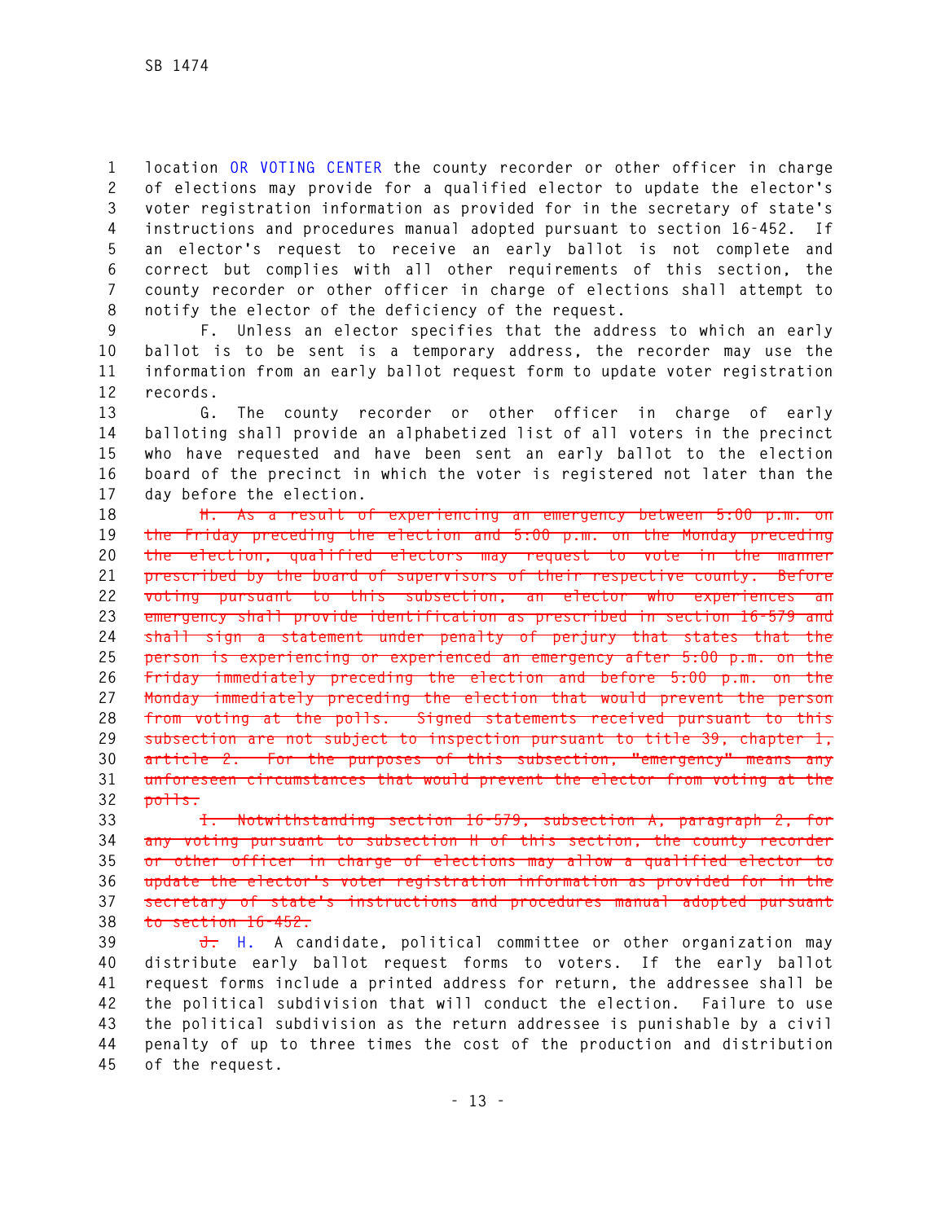location OR VOTING CENTER the county recorder or other officer in charge of elections may provide for a qualified elector to update the elector's voter registration information as provided for in the secretary of state's instructions and procedures manual adopted pursuant to section 16-452. If an elector's request to receive an early ballot is not complete and correct but complies with all other requirements of this section, the county recorder or other officer in charge of elections shall attempt to notify the elector of the deficiency of the request.

F. Unless an elector specifies that the address to which an early ballot is to be sent is a temporary address, the recorder may use the information from an early ballot request form to update voter registration records.

G. The county recorder or other officer in charge of early balloting shall provide an alphabetized list of all voters in the precinct who have requested and have been sent an early ballot to the election board of the precinct in which the voter is registered not later than the day before the election.

~~H. As a result of experiencing an emergency between 5:00 p.m. on the Friday preceding the election and 5:00 p.m. on the Monday preceding the election, qualified electors may request to vote in the manner prescribed by the board of supervisors of their respective county. Before voting pursuant to this subsection, an elector who experiences an emergency shall provide identification as prescribed in section 16-579 and shall sign a statement under penalty of perjury that states that the person is experiencing or experienced an emergency after 5:00 p.m. on the Friday immediately preceding the election and before 5:00 p.m. on the Monday immediately preceding the election that would prevent the person from voting at the polls. Signed statements received pursuant to this subsection are not subject to inspection pursuant to title 39, chapter 1, article 2. For the purposes of this subsection, "emergency" means any unforeseen circumstances that would prevent the elector from voting at the polls.~~

~~I. Notwithstanding section 16-579, subsection A, paragraph 2, for any voting pursuant to subsection H of this section, the county recorder or other officer in charge of elections may allow a qualified elector to update the elector's voter registration information as provided for in the secretary of state's instructions and procedures manual adopted pursuant to section 16-452.~~

~~J.~~ H. A candidate, political committee or other organization may distribute early ballot request forms to voters. If the early ballot request forms include a printed address for return, the addressee shall be the political subdivision that will conduct the election. Failure to use the political subdivision as the return addressee is punishable by a civil penalty of up to three times the cost of the production and distribution of the request.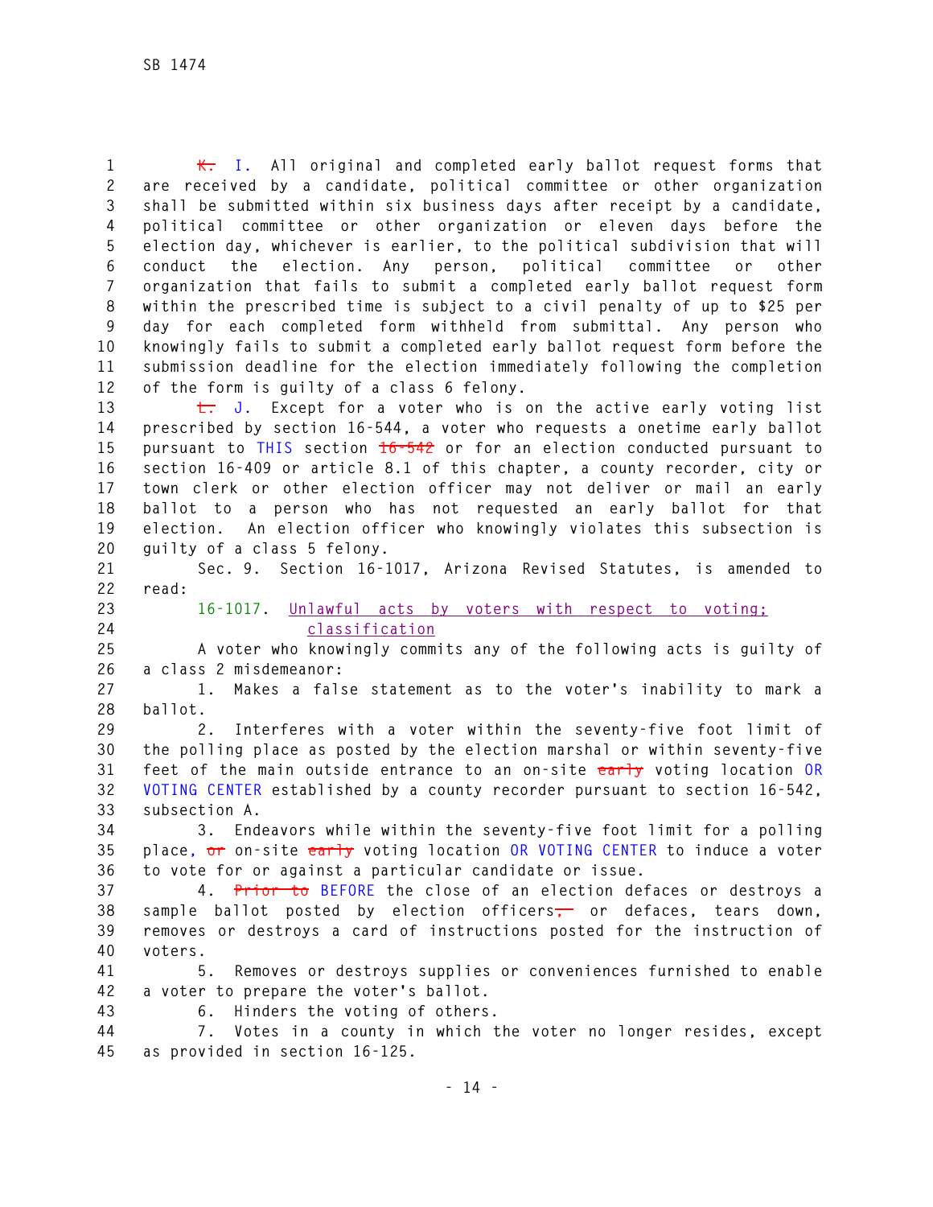K. I. All original and completed early ballot request forms that are received by a candidate, political committee or other organization shall be submitted within six business days after receipt by a candidate, political committee or other organization or eleven days before the election day, whichever is earlier, to the political subdivision that will conduct the election. Any person, political committee or other organization that fails to submit a completed early ballot request form within the prescribed time is subject to a civil penalty of up to $25 per day for each completed form withheld from submittal. Any person who knowingly fails to submit a completed early ballot request form before the submission deadline for the election immediately following the completion of the form is guilty of a class 6 felony.

L. J. Except for a voter who is on the active early voting list prescribed by section 16-544, a voter who requests a onetime early ballot pursuant to THIS section 16-542 or for an election conducted pursuant to section 16-409 or article 8.1 of this chapter, a county recorder, city or town clerk or other election officer may not deliver or mail an early ballot to a person who has not requested an early ballot for that election. An election officer who knowingly violates this subsection is guilty of a class 5 felony.

Sec. 9. Section 16-1017, Arizona Revised Statutes, is amended to read:

16-1017. Unlawful acts by voters with respect to voting; classification

A voter who knowingly commits any of the following acts is guilty of a class 2 misdemeanor:

1. Makes a false statement as to the voter's inability to mark a ballot.

2. Interferes with a voter within the seventy-five foot limit of the polling place as posted by the election marshal or within seventy-five feet of the main outside entrance to an on-site early voting location OR VOTING CENTER established by a county recorder pursuant to section 16-542, subsection A.

3. Endeavors while within the seventy-five foot limit for a polling place, or on-site early voting location OR VOTING CENTER to induce a voter to vote for or against a particular candidate or issue.

4. Prior to BEFORE the close of an election defaces or destroys a sample ballot posted by election officers, or defaces, tears down, removes or destroys a card of instructions posted for the instruction of voters.

5. Removes or destroys supplies or conveniences furnished to enable a voter to prepare the voter's ballot.

6. Hinders the voting of others.

7. Votes in a county in which the voter no longer resides, except as provided in section 16-125.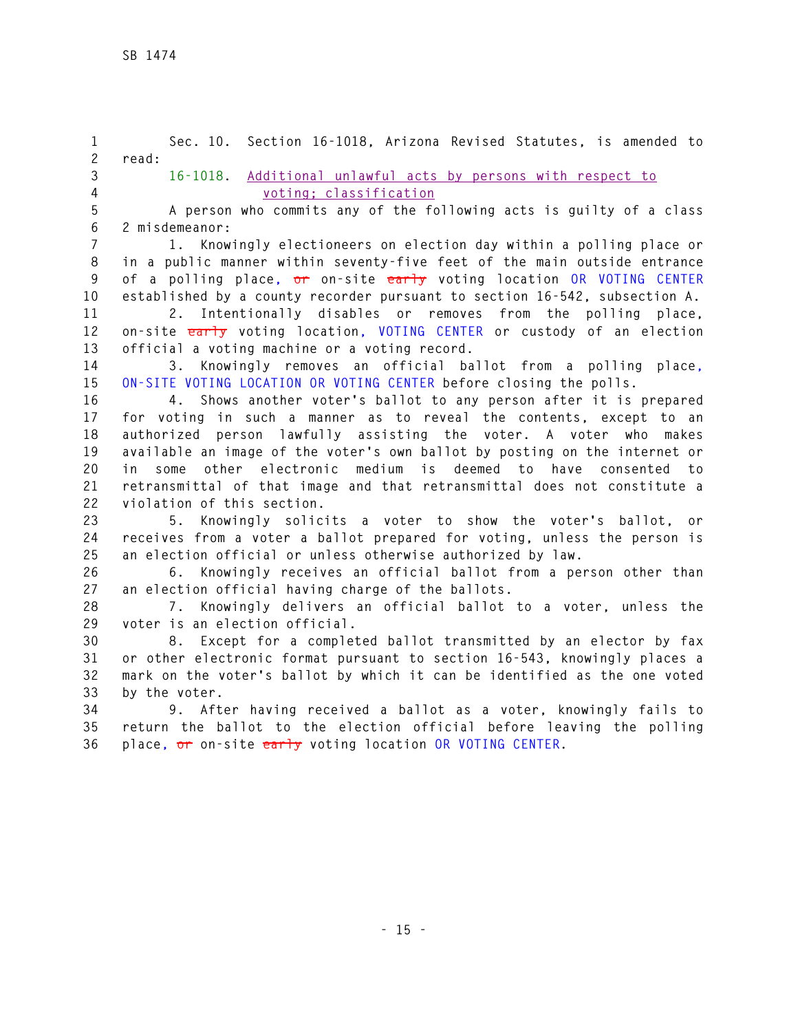Sec. 10. Section 16-1018, Arizona Revised Statutes, is amended to read:

16-1018. Additional unlawful acts by persons with respect to voting; classification

A person who commits any of the following acts is guilty of a class 2 misdemeanor:

1. Knowingly electioneers on election day within a polling place or in a public manner within seventy-five feet of the main outside entrance of a polling place, ~~or~~ on-site ~~early~~ voting location OR VOTING CENTER established by a county recorder pursuant to section 16-542, subsection A.

2. Intentionally disables or removes from the polling place, on-site ~~early~~ voting location, VOTING CENTER or custody of an election official a voting machine or a voting record.

3. Knowingly removes an official ballot from a polling place, ON-SITE VOTING LOCATION OR VOTING CENTER before closing the polls.

4. Shows another voter's ballot to any person after it is prepared for voting in such a manner as to reveal the contents, except to an authorized person lawfully assisting the voter. A voter who makes available an image of the voter's own ballot by posting on the internet or in some other electronic medium is deemed to have consented to retransmittal of that image and that retransmittal does not constitute a violation of this section.

5. Knowingly solicits a voter to show the voter's ballot, or receives from a voter a ballot prepared for voting, unless the person is an election official or unless otherwise authorized by law.

6. Knowingly receives an official ballot from a person other than an election official having charge of the ballots.

7. Knowingly delivers an official ballot to a voter, unless the voter is an election official.

8. Except for a completed ballot transmitted by an elector by fax or other electronic format pursuant to section 16-543, knowingly places a mark on the voter's ballot by which it can be identified as the one voted by the voter.

9. After having received a ballot as a voter, knowingly fails to return the ballot to the election official before leaving the polling place, ~~or~~ on-site ~~early~~ voting location OR VOTING CENTER.